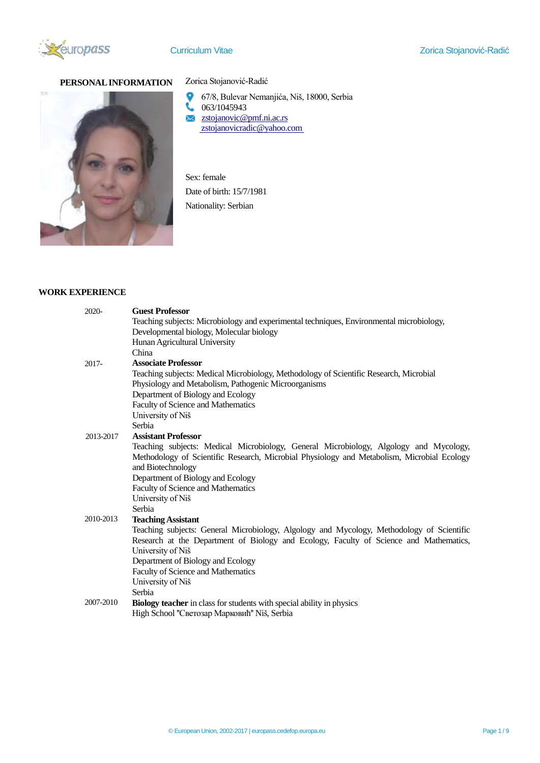## PERSONAL INFORMATION

Zorica Stojanović-Radić

67/8, Bulevar Nemanjića, Niš, 18000, Serbia
063/1045943
zstojanovic@pmf.ni.ac.rs
zstojanovicradic@yahoo.com

Sex: female

Date of birth: 15/7/1981

Nationality: Serbian

## WORK EXPERIENCE

2020-
**Guest Professor**
Teaching subjects: Microbiology and experimental techniques, Environmental microbiology, Developmental biology, Molecular biology
Hunan Agricultural University
China

2017-
**Associate Professor**
Teaching subjects: Medical Microbiology, Methodology of Scientific Research, Microbial Physiology and Metabolism, Pathogenic Microorganisms
Department of Biology and Ecology
Faculty of Science and Mathematics
University of Niš
Serbia

2013-2017
**Assistant Professor**
Teaching subjects: Medical Microbiology, General Microbiology, Algology and Mycology, Methodology of Scientific Research, Microbial Physiology and Metabolism, Microbial Ecology and Biotechnology
Department of Biology and Ecology
Faculty of Science and Mathematics
University of Niš
Serbia

2010-2013
**Teaching Assistant**
Teaching subjects: General Microbiology, Algology and Mycology, Methodology of Scientific Research at the Department of Biology and Ecology, Faculty of Science and Mathematics, University of Niš
Department of Biology and Ecology
Faculty of Science and Mathematics
University of Niš
Serbia

2007-2010
**Biology teacher** in class for students with special ability in physics
High School "Светозар Марковић" Niš, Serbia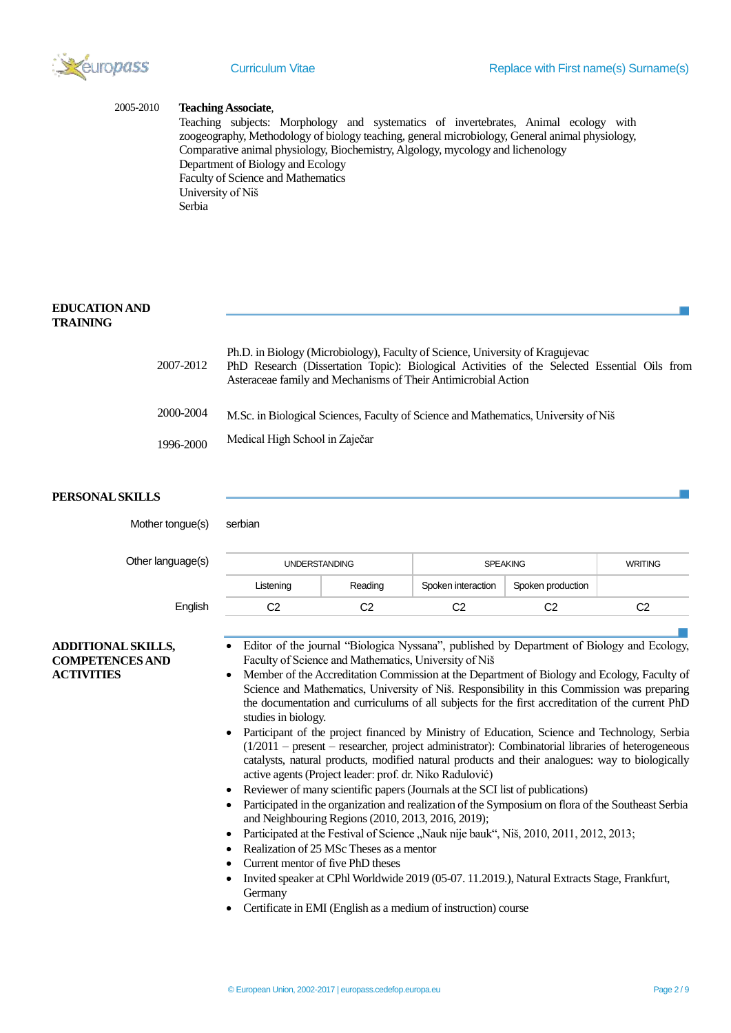2005-2010 **Teaching Associate**,

Teaching subjects: Morphology and systematics of invertebrates, Animal ecology with zoogeography, Methodology of biology teaching, general microbiology, General animal physiology, Comparative animal physiology, Biochemistry, Algology, mycology and lichenology

Department of Biology and Ecology

Faculty of Science and Mathematics

University of Niš

Serbia

## EDUCATION AND TRAINING

2007-2012 Ph.D. in Biology (Microbiology), Faculty of Science, University of Kragujevac

PhD Research (Dissertation Topic): Biological Activities of the Selected Essential Oils from Asteraceae family and Mechanisms of Their Antimicrobial Action

2000-2004 M.Sc. in Biological Sciences, Faculty of Science and Mathematics, University of Niš

1996-2000 Medical High School in Zaječar

## PERSONAL SKILLS

Mother tongue(s): serbian

Other language(s):

| | UNDERSTANDING | | SPEAKING | | WRITING |
|---|---|---|---|---|---|
| | Listening | Reading | Spoken interaction | Spoken production | |
| English | C2 | C2 | C2 | C2 | C2 |

## ADDITIONAL SKILLS, COMPETENCES AND ACTIVITIES

- Editor of the journal "Biologica Nyssana", published by Department of Biology and Ecology, Faculty of Science and Mathematics, University of Niš
- Member of the Accreditation Commission at the Department of Biology and Ecology, Faculty of Science and Mathematics, University of Niš. Responsibility in this Commission was preparing the documentation and curriculums of all subjects for the first accreditation of the current PhD studies in biology.
- Participant of the project financed by Ministry of Education, Science and Technology, Serbia (1/2011 – present – researcher, project administrator): Combinatorial libraries of heterogeneous catalysts, natural products, modified natural products and their analogues: way to biologically active agents (Project leader: prof. dr. Niko Radulović)
- Reviewer of many scientific papers (Journals at the SCI list of publications)
- Participated in the organization and realization of the Symposium on flora of the Southeast Serbia and Neighbouring Regions (2010, 2013, 2016, 2019);
- Participated at the Festival of Science „Nauk nije bauk", Niš, 2010, 2011, 2012, 2013;
- Realization of 25 MSc Theses as a mentor
- Current mentor of five PhD theses
- Invited speaker at CPhl Worldwide 2019 (05-07. 11.2019.), Natural Extracts Stage, Frankfurt, Germany
- Certificate in EMI (English as a medium of instruction) course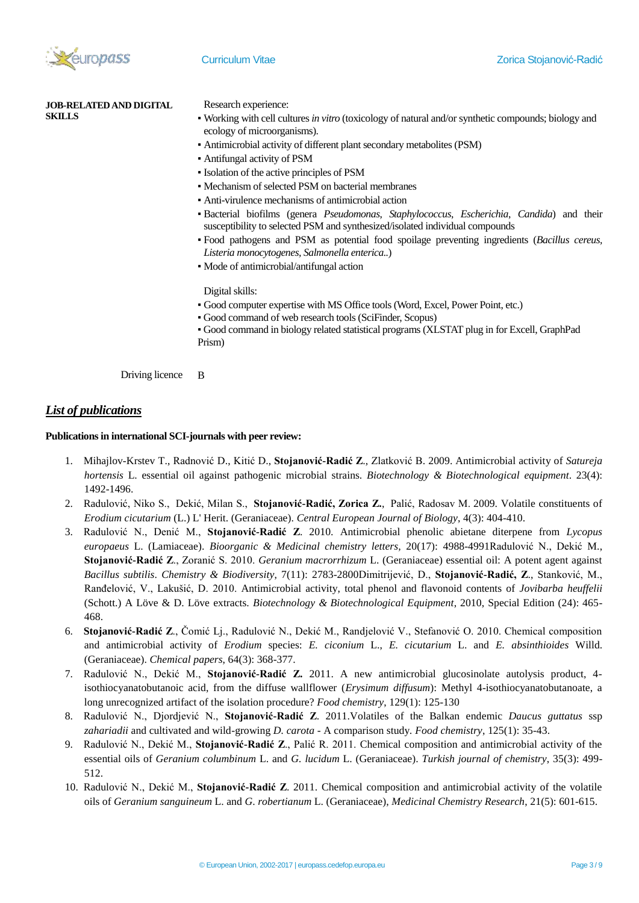**JOB-RELATED AND DIGITAL SKILLS**

Research experience:

- Working with cell cultures *in vitro* (toxicology of natural and/or synthetic compounds; biology and ecology of microorganisms).
- Antimicrobial activity of different plant secondary metabolites (PSM)
- Antifungal activity of PSM
- Isolation of the active principles of PSM
- Mechanism of selected PSM on bacterial membranes
- Anti-virulence mechanisms of antimicrobial action
- Bacterial biofilms (genera *Pseudomonas*, *Staphylococcus*, *Escherichia*, *Candida*) and their susceptibility to selected PSM and synthesized/isolated individual compounds
- Food pathogens and PSM as potential food spoilage preventing ingredients (*Bacillus cereus*, *Listeria monocytogenes*, *Salmonella enterica*..)
- Mode of antimicrobial/antifungal action

Digital skills:

- Good computer expertise with MS Office tools (Word, Excel, Power Point, etc.)
- Good command of web research tools (SciFinder, Scopus)
- Good command in biology related statistical programs (XLSTAT plug in for Excel, GraphPad Prism)

Driving licence B

## *List of publications*

**Publications in international SCI-journals with peer review:**

1. Mihajlov-Krstev T., Radnović D., Kitić D., **Stojanović-Radić Z.**, Zlatković B. 2009. Antimicrobial activity of *Satureja hortensis* L. essential oil against pathogenic microbial strains. *Biotechnology & Biotechnological equipment*. 23(4): 1492-1496.
2. Radulović, Niko S., Dekić, Milan S., **Stojanović-Radić, Zorica Z.**, Palić, Radosav M. 2009. Volatile constituents of *Erodium cicutarium* (L.) L' Herit. (Geraniaceae). *Central European Journal of Biology*, 4(3): 404-410.
3. Radulović N., Denić M., **Stojanović-Radić Z.** 2010. Antimicrobial phenolic abietane diterpene from *Lycopus europaeus* L. (Lamiaceae). *Bioorganic & Medicinal chemistry letters*, 20(17): 4988-4991Radulović N., Dekić M., **Stojanović-Radić Z.**, Zoranić S. 2010. *Geranium macrorrhizum* L. (Geraniaceae) essential oil: A potent agent against *Bacillus subtilis*. *Chemistry & Biodiversity*, 7(11): 2783-2800Dimitrijević, D., **Stojanović-Radić, Z.**, Stanković, M., Ranđelović, V., Lakušić, D. 2010. Antimicrobial activity, total phenol and flavonoid contents of *Jovibarba heuffelii* (Schott.) A Löve & D. Löve extracts. *Biotechnology & Biotechnological Equipment*, 2010, Special Edition (24): 465-468.
6. **Stojanović-Radić Z.**, Čomić Lj., Radulović N., Dekić M., Randjelović V., Stefanović O. 2010. Chemical composition and antimicrobial activity of *Erodium* species: *E. ciconium* L., *E. cicutarium* L. and *E. absinthioides* Willd. (Geraniaceae). *Chemical papers*, 64(3): 368-377.
7. Radulović N., Dekić M., **Stojanović-Radić Z.** 2011. A new antimicrobial glucosinolate autolysis product, 4-isothiocyanatobutanoic acid, from the diffuse wallflower (*Erysimum diffusum*): Methyl 4-isothiocyanatobutanoate, a long unrecognized artifact of the isolation procedure? *Food chemistry*, 129(1): 125-130
8. Radulović N., Djordjević N., **Stojanović-Radić Z.** 2011.Volatiles of the Balkan endemic *Daucus guttatus* ssp *zahariadii* and cultivated and wild-growing *D. carota* - A comparison study. *Food chemistry*, 125(1): 35-43.
9. Radulović N., Dekić M., **Stojanović-Radić Z.**, Palić R. 2011. Chemical composition and antimicrobial activity of the essential oils of *Geranium columbinum* L. and *G. lucidum* L. (Geraniaceae). *Turkish journal of chemistry*, 35(3): 499-512.
10. Radulović N., Dekić M., **Stojanović-Radić Z.** 2011. Chemical composition and antimicrobial activity of the volatile oils of *Geranium sanguineum* L. and *G. robertianum* L. (Geraniaceae), *Medicinal Chemistry Research*, 21(5): 601-615.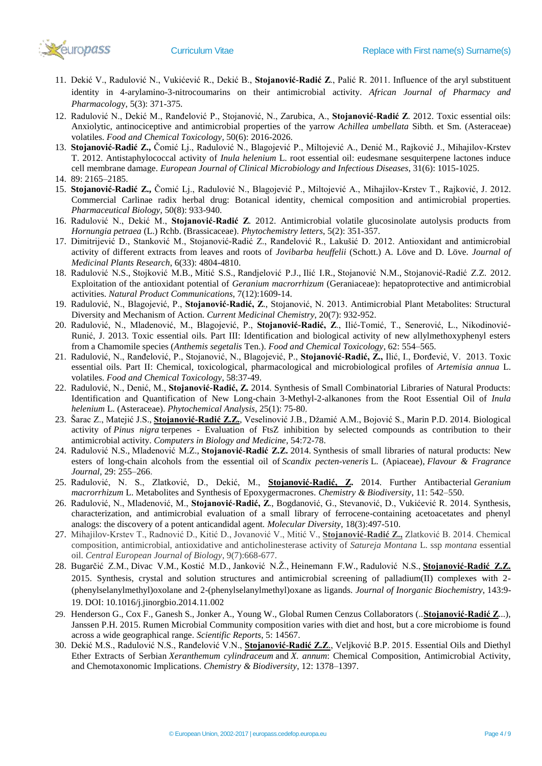11. Dekić V., Radulović N., Vukićević R., Dekić B., **Stojanović-Radić Z**., Palić R. 2011. Influence of the aryl substituent identity in 4-arylamino-3-nitrocoumarins on their antimicrobial activity. *African Journal of Pharmacy and Pharmacology*, 5(3): 371-375.
12. Radulović N., Dekić M., Ranđelović P., Stojanović, N., Zarubica, A., **Stojanović-Radić Z**. 2012. Toxic essential oils: Anxiolytic, antinociceptive and antimicrobial properties of the yarrow *Achillea umbellata* Sibth. et Sm. (Asteraceae) volatiles. *Food and Chemical Toxicology*, 50(6): 2016-2026.
13. **Stojanović-Radić Z.,** Čomić Lj., Radulović N., Blagojević P., Miltojević A., Denić M., Rajković J., Mihajilov-Krstev T. 2012. Antistaphylococcal activity of *Inula helenium* L. root essential oil: eudesmane sesquiterpene lactones induce cell membrane damage. *European Journal of Clinical Microbiology and Infectious Diseases*, 31(6): 1015-1025.
14. 89: 2165–2185.
15. **Stojanović-Radić Z.,** Čomić Lj., Radulović N., Blagojević P., Miltojević A., Mihajilov-Krstev T., Rajković, J. 2012. Commercial Carlinae radix herbal drug: Botanical identity, chemical composition and antimicrobial properties. *Pharmaceutical Biology*, 50(8): 933-940.
16. Radulović N., Dekić M., **Stojanović-Radić Z**. 2012. Antimicrobial volatile glucosinolate autolysis products from *Hornungia petraea* (L.) Rchb. (Brassicaceae). *Phytochemistry letters*, 5(2): 351-357.
17. Dimitrijević D., Stanković M., Stojanović-Radić Z., Ranđelović R., Lakušić D. 2012. Antioxidant and antimicrobial activity of different extracts from leaves and roots of *Jovibarba heuffelii* (Schott.) A. Löve and D. Löve. *Journal of Medicinal Plants Research*, 6(33): 4804-4810.
18. Radulović N.S., Stojković M.B., Mitić S.S., Randjelović P.J., Ilić I.R., Stojanović N.M., Stojanović-Radić Z.Z. 2012. Exploitation of the antioxidant potential of *Geranium macrorrhizum* (Geraniaceae): hepatoprotective and antimicrobial activities. *Natural Product Communications*, 7(12):1609-14.
19. Radulović, N., Blagojević, P., **Stojanović-Radić, Z**., Stojanović, N. 2013. Antimicrobial Plant Metabolites: Structural Diversity and Mechanism of Action. *Current Medicinal Chemistry*, 20(7): 932-952.
20. Radulović, N., Mladenović, M., Blagojević, P., **Stojanović-Radić, Z**., Ilić-Tomić, T., Senerović, L., Nikodinović-Runić, J. 2013. Toxic essential oils. Part III: Identification and biological activity of new allylmethoxyphenyl esters from a Chamomile species (*Anthemis segetalis* Ten.). *Food and Chemical Toxicology*, 62: 554–565.
21. Radulović, N., Ranđelović, P., Stojanović, N., Blagojević, P., **Stojanović-Radić, Z.,** Ilić, I., Đorđević, V. 2013. Toxic essential oils. Part II: Chemical, toxicological, pharmacological and microbiological profiles of *Artemisia annua* L. volatiles. *Food and Chemical Toxicology,* 58:37-49.
22. Radulović, N., Denić, M., **Stojanović-Radić, Z.** 2014. Synthesis of Small Combinatorial Libraries of Natural Products: Identification and Quantification of New Long-chain 3-Methyl-2-alkanones from the Root Essential Oil of *Inula helenium* L. (Asteraceae). *Phytochemical Analysis*, 25(1): 75-80.
23. Šarac Z., Matejić J.S., **Stojanović-Radić Z.Z.**, Veselinović J.B., Džamić A.M., Bojović S., Marin P.D. 2014. Biological activity of *Pinus nigra* terpenes - Evaluation of FtsZ inhibition by selected compounds as contribution to their antimicrobial activity. *Computers in Biology and Medicine*, 54:72-78.
24. Radulović N.S., Mladenović M.Z., **Stojanović-Radić Z.Z.** 2014. Synthesis of small libraries of natural products: New esters of long-chain alcohols from the essential oil of *Scandix pecten-veneris* L. (Apiaceae), *Flavour & Fragrance Journal*, 29: 255–266.
25. Radulović, N. S., Zlatković, D., Dekić, M., **Stojanović-Radić, Z.** 2014. Further Antibacterial *Geranium macrorrhizum* L. Metabolites and Synthesis of Epoxygermacrones. *Chemistry & Biodiversity*, 11: 542–550.
26. Radulović, N., Mladenović, M., **Stojanović-Radić, Z**., Bogdanović, G., Stevanović, D., Vukićević R. 2014. Synthesis, characterization, and antimicrobial evaluation of a small library of ferrocene-containing acetoacetates and phenyl analogs: the discovery of a potent anticandidal agent. *Molecular Diversity*, 18(3):497-510.
27. Mihajilov-Krstev T., Radnović D., Kitić D., Jovanović V., Mitić V., **Stojanović-Radić Z.,** Zlatković B. 2014. Chemical composition, antimicrobial, antioxidative and anticholinesterase activity of *Satureja Montana* L. ssp *montana* essential oil. *Central European Journal of Biology*, 9(7):668-677.
28. Bugarčić Z.M., Divac V.M., Kostić M.D., Janković N.Ž., Heinemann F.W., Radulović N.S., **Stojanović-Radić Z.Z.** 2015. Synthesis, crystal and solution structures and antimicrobial screening of palladium(II) complexes with 2-(phenylselanylmethyl)oxolane and 2-(phenylselanylmethyl)oxane as ligands. *Journal of Inorganic Biochemistry*, 143:9-19. DOI: 10.1016/j.jinorgbio.2014.11.002
29. Henderson G., Cox F., Ganesh S., Jonker A., Young W., Global Rumen Cenzus Collaborators (..**Stojanović-Radić Z**...), Janssen P.H. 2015. Rumen Microbial Community composition varies with diet and host, but a core microbiome is found across a wide geographical range. *Scientific Reports*, 5: 14567.
30. Dekić M.S., Radulović N.S., Ranđelović V.N., **Stojanović-Radić Z.Z.**, Veljković B.P. 2015. Essential Oils and Diethyl Ether Extracts of Serbian *Xeranthemum cylindraceum* and *X. annum*: Chemical Composition, Antimicrobial Activity, and Chemotaxonomic Implications. *Chemistry & Biodiversity*, 12: 1378–1397.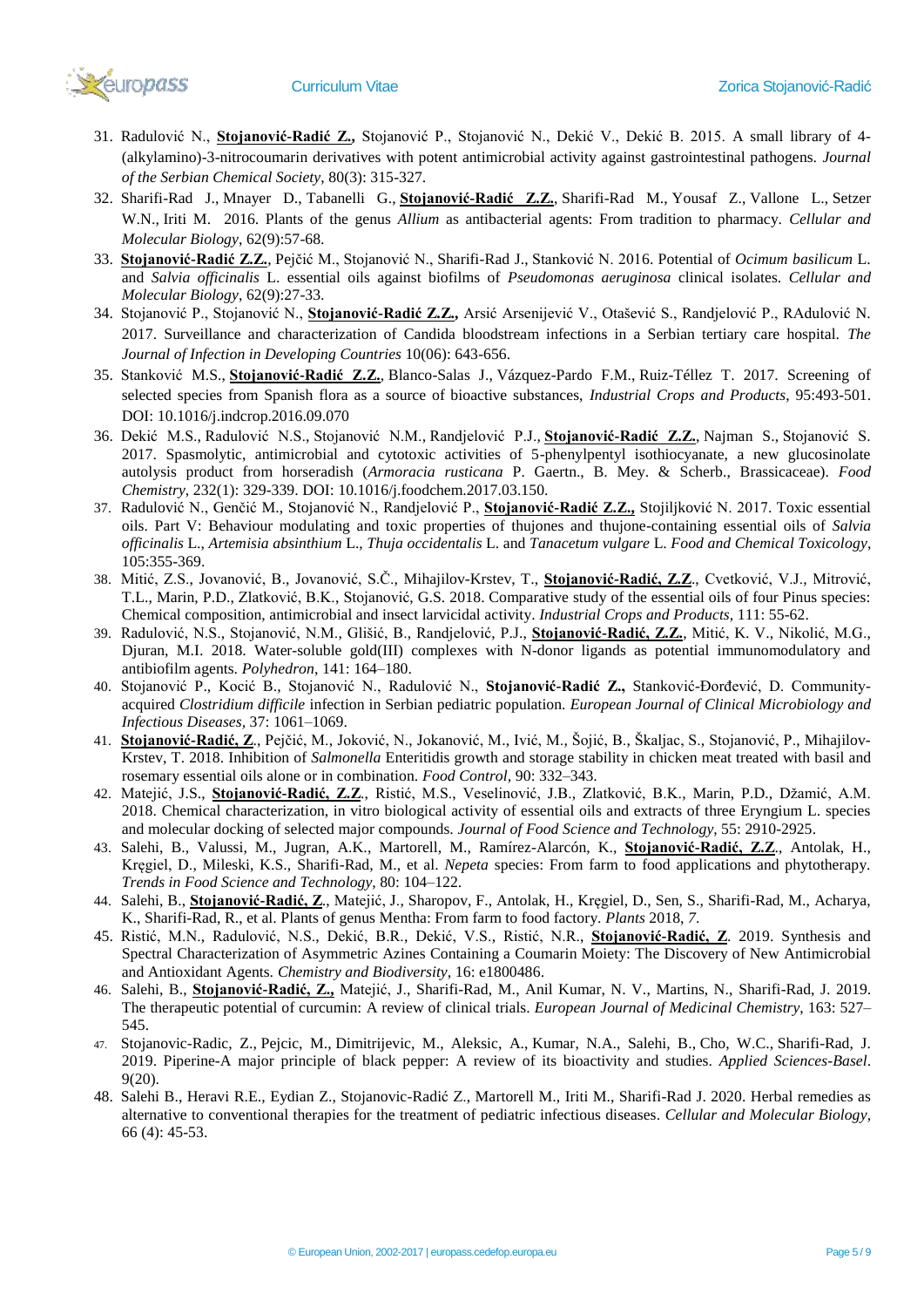31. Radulović N., **Stojanović-Radić Z.,** Stojanović P., Stojanović N., Dekić V., Dekić B. 2015. A small library of 4-(alkylamino)-3-nitrocoumarin derivatives with potent antimicrobial activity against gastrointestinal pathogens. *Journal of the Serbian Chemical Society*, 80(3): 315-327.
32. Sharifi-Rad J., Mnayer D., Tabanelli G., **Stojanović-Radić Z.Z.**, Sharifi-Rad M., Yousaf Z., Vallone L., Setzer W.N., Iriti M. 2016. Plants of the genus *Allium* as antibacterial agents: From tradition to pharmacy. *Cellular and Molecular Biology*, 62(9):57-68.
33. **Stojanović-Radić Z.Z.**, Pejčić M., Stojanović N., Sharifi-Rad J., Stanković N. 2016. Potential of *Ocimum basilicum* L. and *Salvia officinalis* L. essential oils against biofilms of *Pseudomonas aeruginosa* clinical isolates. *Cellular and Molecular Biology*, 62(9):27-33.
34. Stojanović P., Stojanović N., **Stojanović-Radić Z.Z.,** Arsić Arsenijević V., Otašević S., Randjelović P., RAdulović N. 2017. Surveillance and characterization of Candida bloodstream infections in a Serbian tertiary care hospital. *The Journal of Infection in Developing Countries* 10(06): 643-656.
35. Stanković M.S., **Stojanović-Radić Z.Z.**, Blanco-Salas J., Vázquez-Pardo F.M., Ruiz-Téllez T. 2017. Screening of selected species from Spanish flora as a source of bioactive substances, *Industrial Crops and Products*, 95:493-501. DOI: 10.1016/j.indcrop.2016.09.070
36. Dekić M.S., Radulović N.S., Stojanović N.M., Randjelović P.J., **Stojanović-Radić Z.Z.**, Najman S., Stojanović S. 2017. Spasmolytic, antimicrobial and cytotoxic activities of 5-phenylpentyl isothiocyanate, a new glucosinolate autolysis product from horseradish (*Armoracia rusticana* P. Gaertn., B. Mey. & Scherb., Brassicaceae). *Food Chemistry*, 232(1): 329-339. DOI: 10.1016/j.foodchem.2017.03.150.
37. Radulović N., Genčić M., Stojanović N., Randjelović P., **Stojanović-Radić Z.Z.,** Stojiljković N. 2017. Toxic essential oils. Part V: Behaviour modulating and toxic properties of thujones and thujone-containing essential oils of *Salvia officinalis* L., *Artemisia absinthium* L., *Thuja occidentalis* L. and *Tanacetum vulgare* L. *Food and Chemical Toxicology*, 105:355-369.
38. Mitić, Z.S., Jovanović, B., Jovanović, S.Č., Mihajilov-Krstev, T., **Stojanović-Radić, Z.Z.**, Cvetković, V.J., Mitrović, T.L., Marin, P.D., Zlatković, B.K., Stojanović, G.S. 2018. Comparative study of the essential oils of four Pinus species: Chemical composition, antimicrobial and insect larvicidal activity. *Industrial Crops and Products*, 111: 55-62.
39. Radulović, N.S., Stojanović, N.M., Glišić, B., Randjelović, P.J., **Stojanović-Radić, Z.Z.**, Mitić, K. V., Nikolić, M.G., Djuran, M.I. 2018. Water-soluble gold(III) complexes with N-donor ligands as potential immunomodulatory and antibiofilm agents. *Polyhedron*, 141: 164–180.
40. Stojanović P., Kocić B., Stojanović N., Radulović N., **Stojanović-Radić Z.,** Stanković-Đorđević, D. Community-acquired *Clostridium difficile* infection in Serbian pediatric population. *European Journal of Clinical Microbiology and Infectious Diseases*, 37: 1061–1069.
41. **Stojanović-Radić, Z.**, Pejčić, M., Joković, N., Jokanović, M., Ivić, M., Šojić, B., Škaljac, S., Stojanović, P., Mihajilov-Krstev, T. 2018. Inhibition of *Salmonella* Enteritidis growth and storage stability in chicken meat treated with basil and rosemary essential oils alone or in combination. *Food Control*, 90: 332–343.
42. Matejić, J.S., **Stojanović-Radić, Z.Z.**, Ristić, M.S., Veselinović, J.B., Zlatković, B.K., Marin, P.D., Džamić, A.M. 2018. Chemical characterization, in vitro biological activity of essential oils and extracts of three Eryngium L. species and molecular docking of selected major compounds. *Journal of Food Science and Technology*, 55: 2910-2925.
43. Salehi, B., Valussi, M., Jugran, A.K., Martorell, M., Ramírez-Alarcón, K., **Stojanović-Radić, Z.Z.**, Antolak, H., Kręgiel, D., Mileski, K.S., Sharifi-Rad, M., et al. *Nepeta* species: From farm to food applications and phytotherapy. *Trends in Food Science and Technology*, 80: 104–122.
44. Salehi, B., **Stojanović-Radić, Z.**, Matejić, J., Sharopov, F., Antolak, H., Kręgiel, D., Sen, S., Sharifi-Rad, M., Acharya, K., Sharifi-Rad, R., et al. Plants of genus Mentha: From farm to food factory. *Plants* 2018, *7*.
45. Ristić, M.N., Radulović, N.S., Dekić, B.R., Dekić, V.S., Ristić, N.R., **Stojanović-Radić, Z**. 2019. Synthesis and Spectral Characterization of Asymmetric Azines Containing a Coumarin Moiety: The Discovery of New Antimicrobial and Antioxidant Agents. *Chemistry and Biodiversity*, 16: e1800486.
46. Salehi, B., **Stojanović-Radić, Z.,** Matejić, J., Sharifi-Rad, M., Anil Kumar, N. V., Martins, N., Sharifi-Rad, J. 2019. The therapeutic potential of curcumin: A review of clinical trials. *European Journal of Medicinal Chemistry*, 163: 527–545.
47. Stojanovic-Radic, Z., Pejcic, M., Dimitrijevic, M., Aleksic, A., Kumar, N.A., Salehi, B., Cho, W.C., Sharifi-Rad, J. 2019. Piperine-A major principle of black pepper: A review of its bioactivity and studies. *Applied Sciences-Basel*. 9(20).
48. Salehi B., Heravi R.E., Eydian Z., Stojanovic-Radić Z., Martorell M., Iriti M., Sharifi-Rad J. 2020. Herbal remedies as alternative to conventional therapies for the treatment of pediatric infectious diseases. *Cellular and Molecular Biology*, 66 (4): 45-53.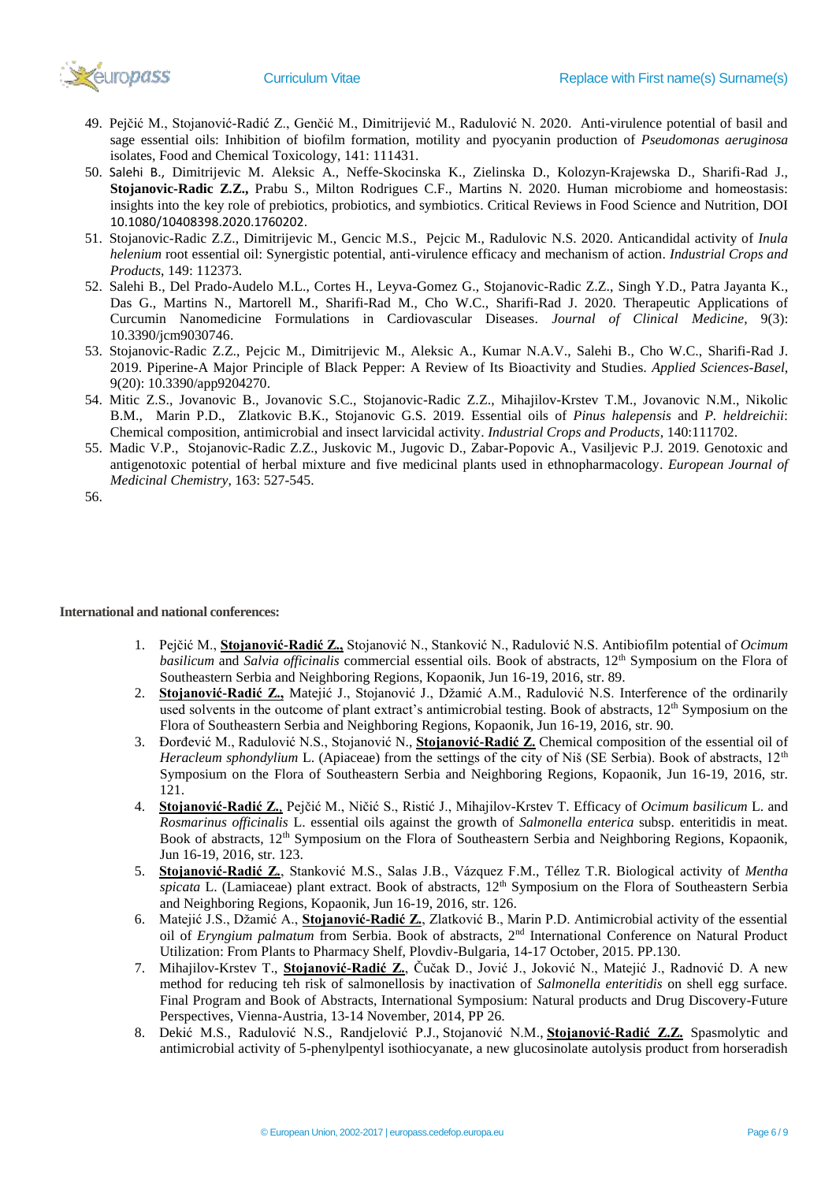49. Pejčić M., Stojanović-Radić Z., Genčić M., Dimitrijević M., Radulović N. 2020. Anti-virulence potential of basil and sage essential oils: Inhibition of biofilm formation, motility and pyocyanin production of *Pseudomonas aeruginosa* isolates, Food and Chemical Toxicology, 141: 111431.
50. Salehi B., Dimitrijevic M. Aleksic A., Neffe-Skocinska K., Zielinska D., Kolozyn-Krajewska D., Sharifi-Rad J., **Stojanovic-Radic Z.Z.,** Prabu S., Milton Rodrigues C.F., Martins N. 2020. Human microbiome and homeostasis: insights into the key role of prebiotics, probiotics, and symbiotics. Critical Reviews in Food Science and Nutrition, DOI 10.1080/10408398.2020.1760202.
51. Stojanovic-Radic Z.Z., Dimitrijevic M., Gencic M.S., Pejcic M., Radulovic N.S. 2020. Anticandidal activity of *Inula helenium* root essential oil: Synergistic potential, anti-virulence efficacy and mechanism of action. *Industrial Crops and Products*, 149: 112373.
52. Salehi B., Del Prado-Audelo M.L., Cortes H., Leyva-Gomez G., Stojanovic-Radic Z.Z., Singh Y.D., Patra Jayanta K., Das G., Martins N., Martorell M., Sharifi-Rad M., Cho W.C., Sharifi-Rad J. 2020. Therapeutic Applications of Curcumin Nanomedicine Formulations in Cardiovascular Diseases. *Journal of Clinical Medicine*, 9(3): 10.3390/jcm9030746.
53. Stojanovic-Radic Z.Z., Pejcic M., Dimitrijevic M., Aleksic A., Kumar N.A.V., Salehi B., Cho W.C., Sharifi-Rad J. 2019. Piperine-A Major Principle of Black Pepper: A Review of Its Bioactivity and Studies. *Applied Sciences-Basel*, 9(20): 10.3390/app9204270.
54. Mitic Z.S., Jovanovic B., Jovanovic S.C., Stojanovic-Radic Z.Z., Mihajilov-Krstev T.M., Jovanovic N.M., Nikolic B.M., Marin P.D., Zlatkovic B.K., Stojanovic G.S. 2019. Essential oils of *Pinus halepensis* and *P. heldreichii*: Chemical composition, antimicrobial and insect larvicidal activity. *Industrial Crops and Products*, 140:111702.
55. Madic V.P., Stojanovic-Radic Z.Z., Juskovic M., Jugovic D., Zabar-Popovic A., Vasiljevic P.J. 2019. Genotoxic and antigenotoxic potential of herbal mixture and five medicinal plants used in ethnopharmacology. *European Journal of Medicinal Chemistry*, 163: 527-545.
56.

**International and national conferences:**

1. Pejčić M., **Stojanović-Radić Z.,** Stojanović N., Stanković N., Radulović N.S. Antibiofilm potential of *Ocimum basilicum* and *Salvia officinalis* commercial essential oils. Book of abstracts, 12th Symposium on the Flora of Southeastern Serbia and Neighboring Regions, Kopaonik, Jun 16-19, 2016, str. 89.
2. **Stojanović-Radić Z.,** Matejić J., Stojanović J., Džamić A.M., Radulović N.S. Interference of the ordinarily used solvents in the outcome of plant extract's antimicrobial testing. Book of abstracts, 12th Symposium on the Flora of Southeastern Serbia and Neighboring Regions, Kopaonik, Jun 16-19, 2016, str. 90.
3. Đorđević M., Radulović N.S., Stojanović N., **Stojanović-Radić Z.** Chemical composition of the essential oil of *Heracleum sphondylium* L. (Apiaceae) from the settings of the city of Niš (SE Serbia). Book of abstracts, 12th Symposium on the Flora of Southeastern Serbia and Neighboring Regions, Kopaonik, Jun 16-19, 2016, str. 121.
4. **Stojanović-Radić Z.**, Pejčić M., Ničić S., Ristić J., Mihajilov-Krstev T. Efficacy of *Ocimum basilicum* L. and *Rosmarinus officinalis* L. essential oils against the growth of *Salmonella enterica* subsp. enteritidis in meat. Book of abstracts, 12th Symposium on the Flora of Southeastern Serbia and Neighboring Regions, Kopaonik, Jun 16-19, 2016, str. 123.
5. **Stojanović-Radić Z.**, Stanković M.S., Salas J.B., Vázquez F.M., Téllez T.R. Biological activity of *Mentha spicata* L. (Lamiaceae) plant extract. Book of abstracts, 12th Symposium on the Flora of Southeastern Serbia and Neighboring Regions, Kopaonik, Jun 16-19, 2016, str. 126.
6. Matejić J.S., Džamić A., **Stojanović-Radić Z.**, Zlatković B., Marin P.D. Antimicrobial activity of the essential oil of *Eryngium palmatum* from Serbia. Book of abstracts, 2nd International Conference on Natural Product Utilization: From Plants to Pharmacy Shelf, Plovdiv-Bulgaria, 14-17 October, 2015. PP.130.
7. Mihajilov-Krstev T., **Stojanović-Radić Z.**, Čučak D., Jović J., Joković N., Matejić J., Radnović D. A new method for reducing teh risk of salmonellosis by inactivation of *Salmonella enteritidis* on shell egg surface. Final Program and Book of Abstracts, International Symposium: Natural products and Drug Discovery-Future Perspectives, Vienna-Austria, 13-14 November, 2014, PP 26.
8. Dekić M.S., Radulović N.S., Randjelović P.J., Stojanović N.M., **Stojanović-Radić Z.Z.** Spasmolytic and antimicrobial activity of 5-phenylpentyl isothiocyanate, a new glucosinolate autolysis product from horseradish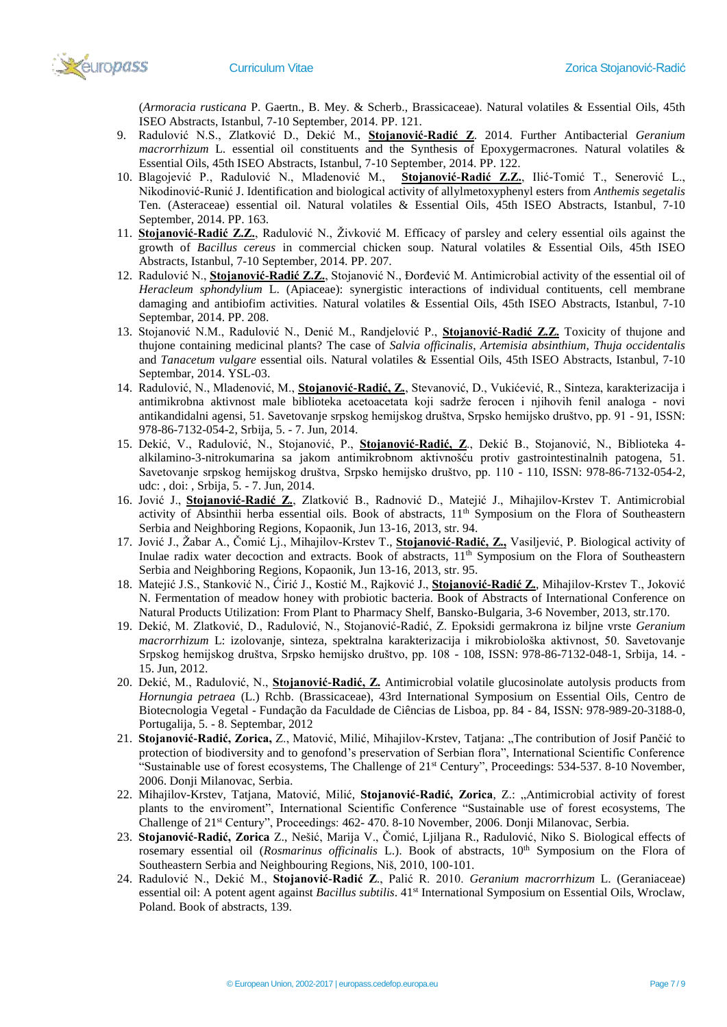(*Armoracia rusticana* P. Gaertn., B. Mey. & Scherb., Brassicaceae). Natural volatiles & Essential Oils, 45th ISEO Abstracts, Istanbul, 7-10 September, 2014. PP. 121.

9. Radulović N.S., Zlatković D., Dekić M., **Stojanović-Radić Z**. 2014. Further Antibacterial *Geranium macrorrhizum* L. essential oil constituents and the Synthesis of Epoxygermacrones. Natural volatiles & Essential Oils, 45th ISEO Abstracts, Istanbul, 7-10 September, 2014. PP. 122.
10. Blagojević P., Radulović N., Mladenović M., **Stojanović-Radić Z.Z.**, Ilić-Tomić T., Senerović L., Nikodinović-Runić J. Identification and biological activity of allylmetoxyphenyl esters from *Anthemis segetalis* Ten. (Asteraceae) essential oil. Natural volatiles & Essential Oils, 45th ISEO Abstracts, Istanbul, 7-10 September, 2014. PP. 163.
11. **Stojanović-Radić Z.Z.**, Radulović N., Živković M. Efficacy of parsley and celery essential oils against the growth of *Bacillus cereus* in commercial chicken soup. Natural volatiles & Essential Oils, 45th ISEO Abstracts, Istanbul, 7-10 September, 2014. PP. 207.
12. Radulović N., **Stojanović-Radić Z.Z.**, Stojanović N., Đorđević M. Antimicrobial activity of the essential oil of *Heracleum sphondylium* L. (Apiaceae): synergistic interactions of individual contituents, cell membrane damaging and antibiofim activities. Natural volatiles & Essential Oils, 45th ISEO Abstracts, Istanbul, 7-10 Septembar, 2014. PP. 208.
13. Stojanović N.M., Radulović N., Denić M., Randjelović P., **Stojanović-Radić Z.Z.** Toxicity of thujone and thujone containing medicinal plants? The case of *Salvia officinalis*, *Artemisia absinthium*, *Thuja occidentalis* and *Tanacetum vulgare* essential oils. Natural volatiles & Essential Oils, 45th ISEO Abstracts, Istanbul, 7-10 Septembar, 2014. YSL-03.
14. Radulović, N., Mladenović, M., **Stojanović-Radić, Z.**, Stevanović, D., Vukićević, R., Sinteza, karakterizacija i antimikrobna aktivnost male biblioteka acetoacetata koji sadrže ferocen i njihovih fenil analoga - novi antikandidalni agensi, 51. Savetovanje srpskog hemijskog društva, Srpsko hemijsko društvo, pp. 91 - 91, ISSN: 978-86-7132-054-2, Srbija, 5. - 7. Jun, 2014.
15. Dekić, V., Radulović, N., Stojanović, P., **Stojanović-Radić, Z**., Dekić B., Stojanović, N., Biblioteka 4-alkilamino-3-nitrokumarina sa jakom antimikrobnom aktivnošću protiv gastrointestinalnih patogena, 51. Savetovanje srpskog hemijskog društva, Srpsko hemijsko društvo, pp. 110 - 110, ISSN: 978-86-7132-054-2, udc: , doi: , Srbija, 5. - 7. Jun, 2014.
16. Jović J., **Stojanović-Radić Z.**, Zlatković B., Radnović D., Matejić J., Mihajilov-Krstev T. Antimicrobial activity of Absinthii herba essential oils. Book of abstracts, 11th Symposium on the Flora of Southeastern Serbia and Neighboring Regions, Kopaonik, Jun 13-16, 2013, str. 94.
17. Jović J., Žabar A., Čomić Lj., Mihajilov-Krstev T., **Stojanović-Radić, Z.,** Vasiljević, P. Biological activity of Inulae radix water decoction and extracts. Book of abstracts, 11th Symposium on the Flora of Southeastern Serbia and Neighboring Regions, Kopaonik, Jun 13-16, 2013, str. 95.
18. Matejić J.S., Stanković N., Ćirić J., Kostić M., Rajković J., **Stojanović-Radić Z.**, Mihajilov-Krstev T., Joković N. Fermentation of meadow honey with probiotic bacteria. Book of Abstracts of International Conference on Natural Products Utilization: From Plant to Pharmacy Shelf, Bansko-Bulgaria, 3-6 November, 2013, str.170.
19. Dekić, M. Zlatković, D., Radulović, N., Stojanović-Radić, Z. Epoksidi germakrona iz biljne vrste *Geranium macrorrhizum* L: izolovanje, sinteza, spektralna karakterizacija i mikrobiološka aktivnost, 50. Savetovanje Srpskog hemijskog društva, Srpsko hemijsko društvo, pp. 108 - 108, ISSN: 978-86-7132-048-1, Srbija, 14. - 15. Jun, 2012.
20. Dekić, M., Radulović, N., **Stojanović-Radić, Z.** Antimicrobial volatile glucosinolate autolysis products from *Hornungia petraea* (L.) Rchb. (Brassicaceae), 43rd International Symposium on Essential Oils, Centro de Biotecnologia Vegetal - Fundação da Faculdade de Ciências de Lisboa, pp. 84 - 84, ISSN: 978-989-20-3188-0, Portugalija, 5. - 8. Septembar, 2012
21. **Stojanović-Radić, Zorica,** Z., Matović, Milić, Mihajilov-Krstev, Tatjana: „The contribution of Josif Pančić to protection of biodiversity and to genofond's preservation of Serbian flora", International Scientific Conference "Sustainable use of forest ecosystems, The Challenge of 21st Century", Proceedings: 534-537. 8-10 November, 2006. Donji Milanovac, Serbia.
22. Mihajilov-Krstev, Tatjana, Matović, Milić, **Stojanović-Radić, Zorica**, Z.: „Antimicrobial activity of forest plants to the enviroment", International Scientific Conference "Sustainable use of forest ecosystems, The Challenge of 21st Century", Proceedings: 462- 470. 8-10 November, 2006. Donji Milanovac, Serbia.
23. **Stojanović-Radić, Zorica** Z., Nešić, Marija V., Čomić, Ljiljana R., Radulović, Niko S. Biological effects of rosemary essential oil (*Rosmarinus officinalis* L.). Book of abstracts, 10th Symposium on the Flora of Southeastern Serbia and Neighbouring Regions, Niš, 2010, 100-101.
24. Radulović N., Dekić M., **Stojanović-Radić Z.**, Palić R. 2010. *Geranium macrorrhizum* L. (Geraniaceae) essential oil: A potent agent against *Bacillus subtilis*. 41st International Symposium on Essential Oils, Wroclaw, Poland. Book of abstracts, 139.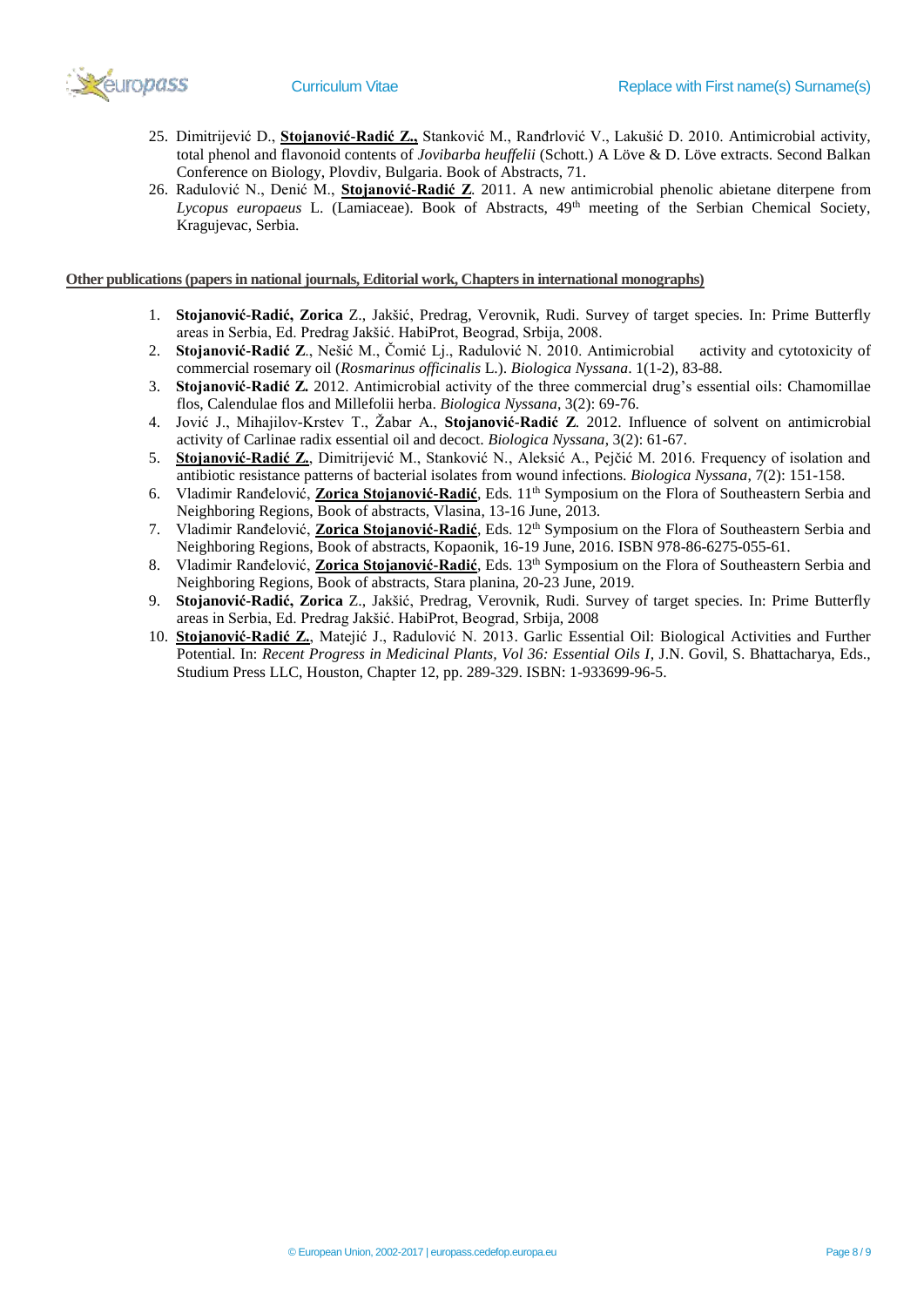25. Dimitrijević D., **Stojanović-Radić Z.,** Stanković M., Ranđrlović V., Lakušić D. 2010. Antimicrobial activity, total phenol and flavonoid contents of *Jovibarba heuffelii* (Schott.) A Löve & D. Löve extracts. Second Balkan Conference on Biology, Plovdiv, Bulgaria. Book of Abstracts, 71.
26. Radulović N., Denić M., **Stojanović-Radić Z**. 2011. A new antimicrobial phenolic abietane diterpene from *Lycopus europaeus* L. (Lamiaceae). Book of Abstracts, 49th meeting of the Serbian Chemical Society, Kragujevac, Serbia.

**Other publications (papers in national journals, Editorial work, Chapters in international monographs)**

1. **Stojanović-Radić, Zorica** Z., Jakšić, Predrag, Verovnik, Rudi. Survey of target species. In: Prime Butterfly areas in Serbia, Ed. Predrag Jakšić. HabiProt, Beograd, Srbija, 2008.
2. **Stojanović-Radić Z**., Nešić M., Čomić Lj., Radulović N. 2010. Antimicrobial activity and cytotoxicity of commercial rosemary oil (*Rosmarinus officinalis* L.). *Biologica Nyssana*. 1(1-2), 83-88.
3. **Stojanović-Radić Z.** 2012. Antimicrobial activity of the three commercial drug's essential oils: Chamomillae flos, Calendulae flos and Millefolii herba. *Biologica Nyssana*, 3(2): 69-76.
4. Jović J., Mihajilov-Krstev T., Žabar A., **Stojanović-Radić Z**. 2012. Influence of solvent on antimicrobial activity of Carlinae radix essential oil and decoct. *Biologica Nyssana*, 3(2): 61-67.
5. **Stojanović-Radić Z.**, Dimitrijević M., Stanković N., Aleksić A., Pejčić M. 2016. Frequency of isolation and antibiotic resistance patterns of bacterial isolates from wound infections. *Biologica Nyssana*, 7(2): 151-158.
6. Vladimir Ranđelović, **Zorica Stojanović-Radić**, Eds. 11th Symposium on the Flora of Southeastern Serbia and Neighboring Regions, Book of abstracts, Vlasina, 13-16 June, 2013.
7. Vladimir Ranđelović, **Zorica Stojanović-Radić**, Eds. 12th Symposium on the Flora of Southeastern Serbia and Neighboring Regions, Book of abstracts, Kopaonik, 16-19 June, 2016. ISBN 978-86-6275-055-61.
8. Vladimir Ranđelović, **Zorica Stojanović-Radić**, Eds. 13th Symposium on the Flora of Southeastern Serbia and Neighboring Regions, Book of abstracts, Stara planina, 20-23 June, 2019.
9. **Stojanović-Radić, Zorica** Z., Jakšić, Predrag, Verovnik, Rudi. Survey of target species. In: Prime Butterfly areas in Serbia, Ed. Predrag Jakšić. HabiProt, Beograd, Srbija, 2008
10. **Stojanović-Radić Z.**, Matejić J., Radulović N. 2013. Garlic Essential Oil: Biological Activities and Further Potential. In: *Recent Progress in Medicinal Plants, Vol 36: Essential Oils I*, J.N. Govil, S. Bhattacharya, Eds., Studium Press LLC, Houston, Chapter 12, pp. 289-329. ISBN: 1-933699-96-5.